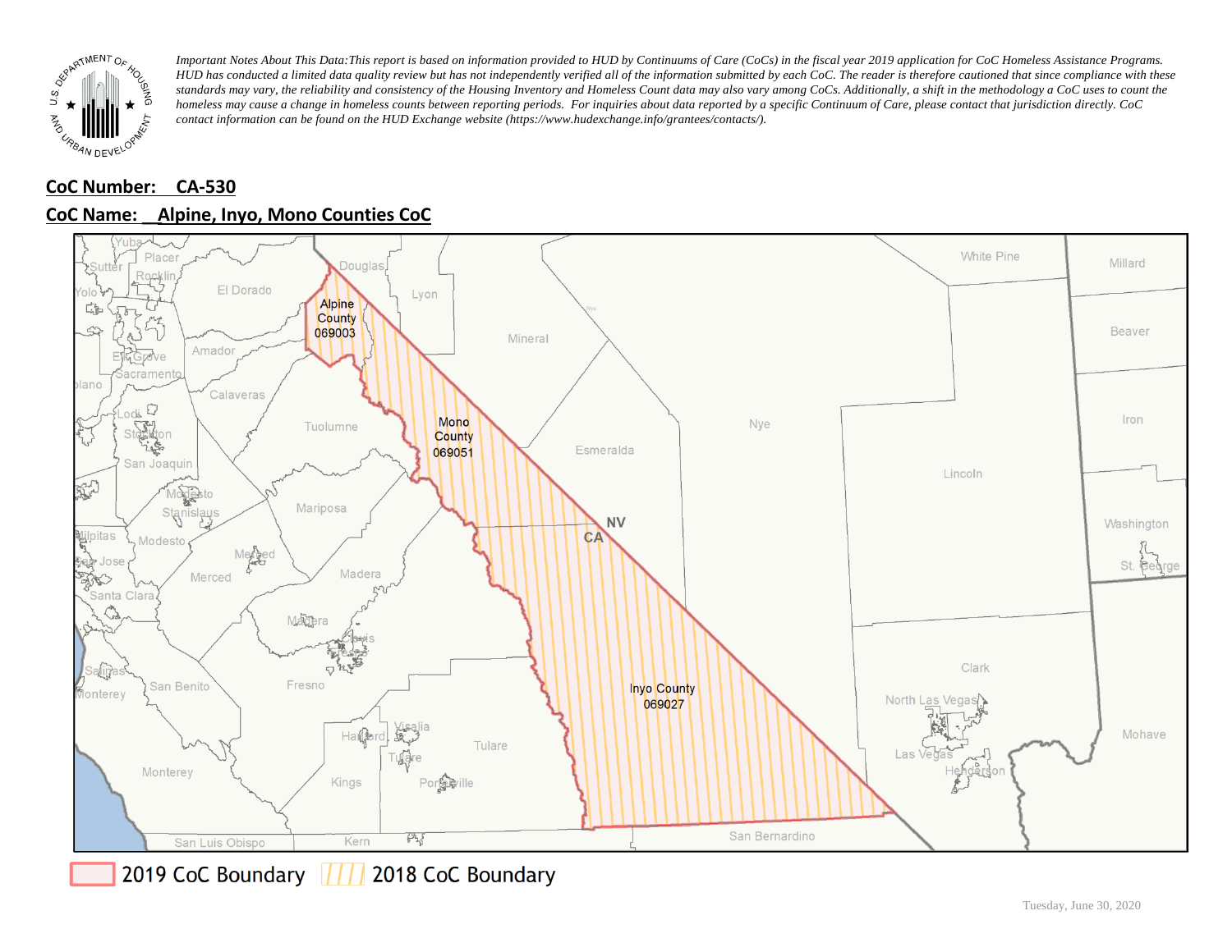*Important Notes About This Data: This report is based on information provided to HUD by Continuums of Care (CoCs) in the fiscal year 2019 application for CoC Homeless Assistance Programs. HUD has conducted a limited data quality review but has not independently verified all of the information submitted by each CoC. The reader is therefore cautioned that since compliance with these standards may vary, the reliability and consistency of the Housing Inventory and Homeless Count data may also vary among CoCs. Additionally, a shift in the methodology a CoC uses to count the homeless may cause a change in homeless counts between reporting periods. For inquiries about data reported by a specific Continuum of Care, please contact that jurisdiction directly. CoC contact information can be found on the HUD Exchange website (https://www.hudexchange.info/grantees/contacts/).*

**CoC Number: CA-530**

**CoC Name: Alpine, Inyo, Mono Counties CoC**

Alpine County 069003

Mono County 069051

Inyo County 069027

2019 CoC Boundary | 2018 CoC Boundary

Tuesday, June 30, 2020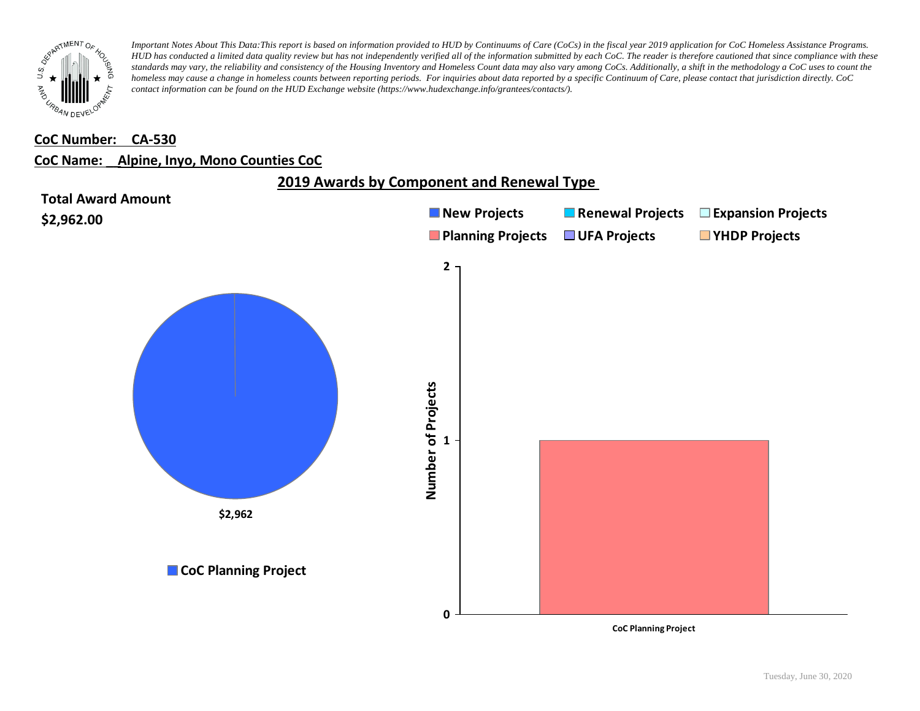*Important Notes About This Data:This report is based on information provided to HUD by Continuums of Care (CoCs) in the fiscal year 2019 application for CoC Homeless Assistance Programs. HUD has conducted a limited data quality review but has not independently verified all of the information submitted by each CoC. The reader is therefore cautioned that since compliance with these standards may vary, the reliability and consistency of the Housing Inventory and Homeless Count data may also vary among CoCs. Additionally, a shift in the methodology a CoC uses to count the homeless may cause a change in homeless counts between reporting periods. For inquiries about data reported by a specific Continuum of Care, please contact that jurisdiction directly. CoC contact information can be found on the HUD Exchange website (https://www.hudexchange.info/grantees/contacts/).*

**CoC Number: CA-530**

**CoC Name: Alpine, Inyo, Mono Counties CoC**

## 2019 Awards by Component and Renewal Type

**Total Award Amount**

**$2,962.00**

$2,962

CoC Planning Project

New Projects | Renewal Projects | Expansion Projects | Planning Projects | UFA Projects | YHDP Projects

Number of Projects

2

1

0

CoC Planning Project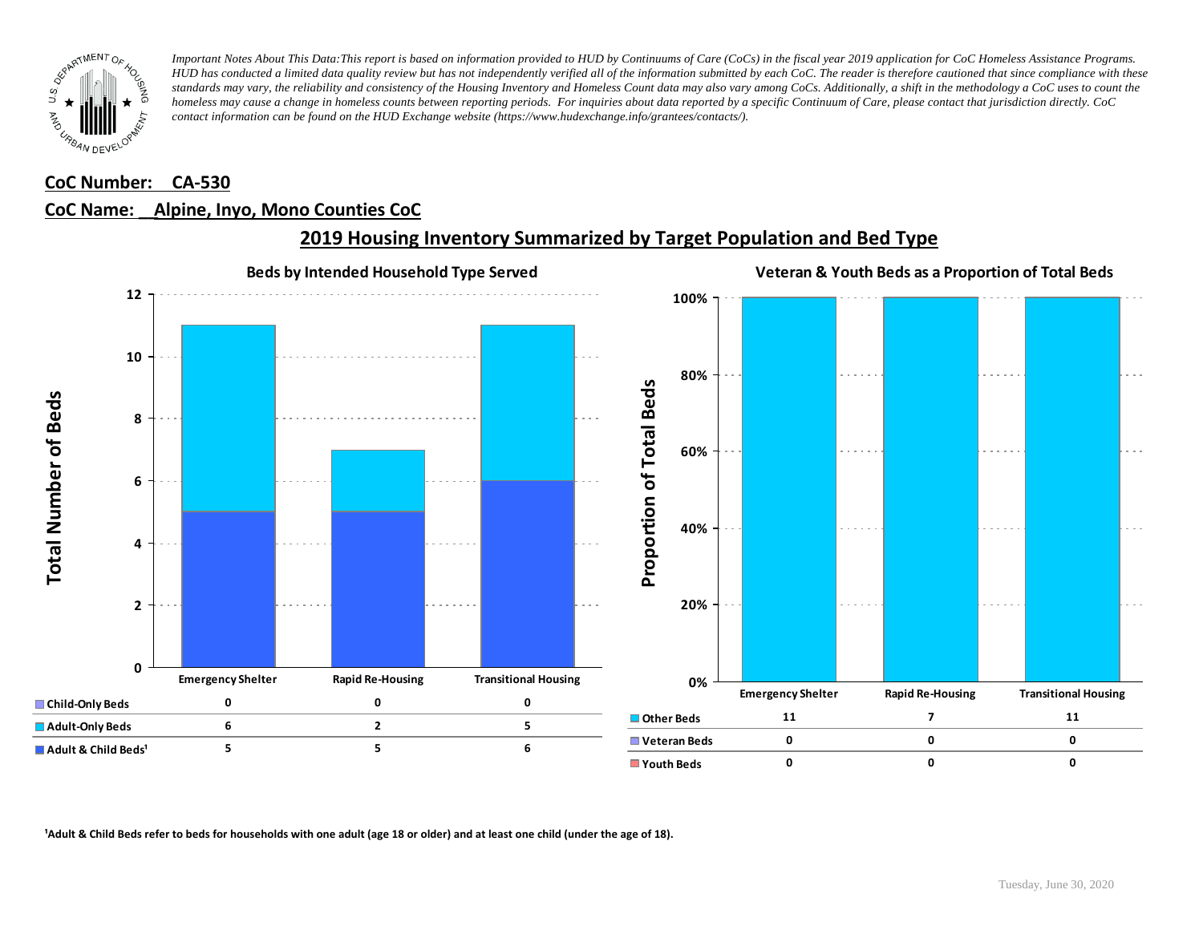*Important Notes About This Data:This report is based on information provided to HUD by Continuums of Care (CoCs) in the fiscal year 2019 application for CoC Homeless Assistance Programs. HUD has conducted a limited data quality review but has not independently verified all of the information submitted by each CoC. The reader is therefore cautioned that since compliance with these standards may vary, the reliability and consistency of the Housing Inventory and Homeless Count data may also vary among CoCs. Additionally, a shift in the methodology a CoC uses to count the homeless may cause a change in homeless counts between reporting periods. For inquiries about data reported by a specific Continuum of Care, please contact that jurisdiction directly. CoC contact information can be found on the HUD Exchange website (https://www.hudexchange.info/grantees/contacts/).*

**CoC Number: CA-530**

**CoC Name: Alpine, Inyo, Mono Counties CoC**

## 2019 Housing Inventory Summarized by Target Population and Bed Type

### Beds by Intended Household Type Served

| | Emergency Shelter | Rapid Re-Housing | Transitional Housing |
|---|---|---|---|
| Child-Only Beds | 0 | 0 | 0 |
| Adult-Only Beds | 6 | 2 | 5 |
| Adult & Child Beds[1] | 5 | 5 | 6 |

### Veteran & Youth Beds as a Proportion of Total Beds

| | Emergency Shelter | Rapid Re-Housing | Transitional Housing |
|---|---|---|---|
| Other Beds | 11 | 7 | 11 |
| Veteran Beds | 0 | 0 | 0 |
| Youth Beds | 0 | 0 | 0 |

[1]Adult & Child Beds refer to beds for households with one adult (age 18 or older) and at least one child (under the age of 18).

Tuesday, June 30, 2020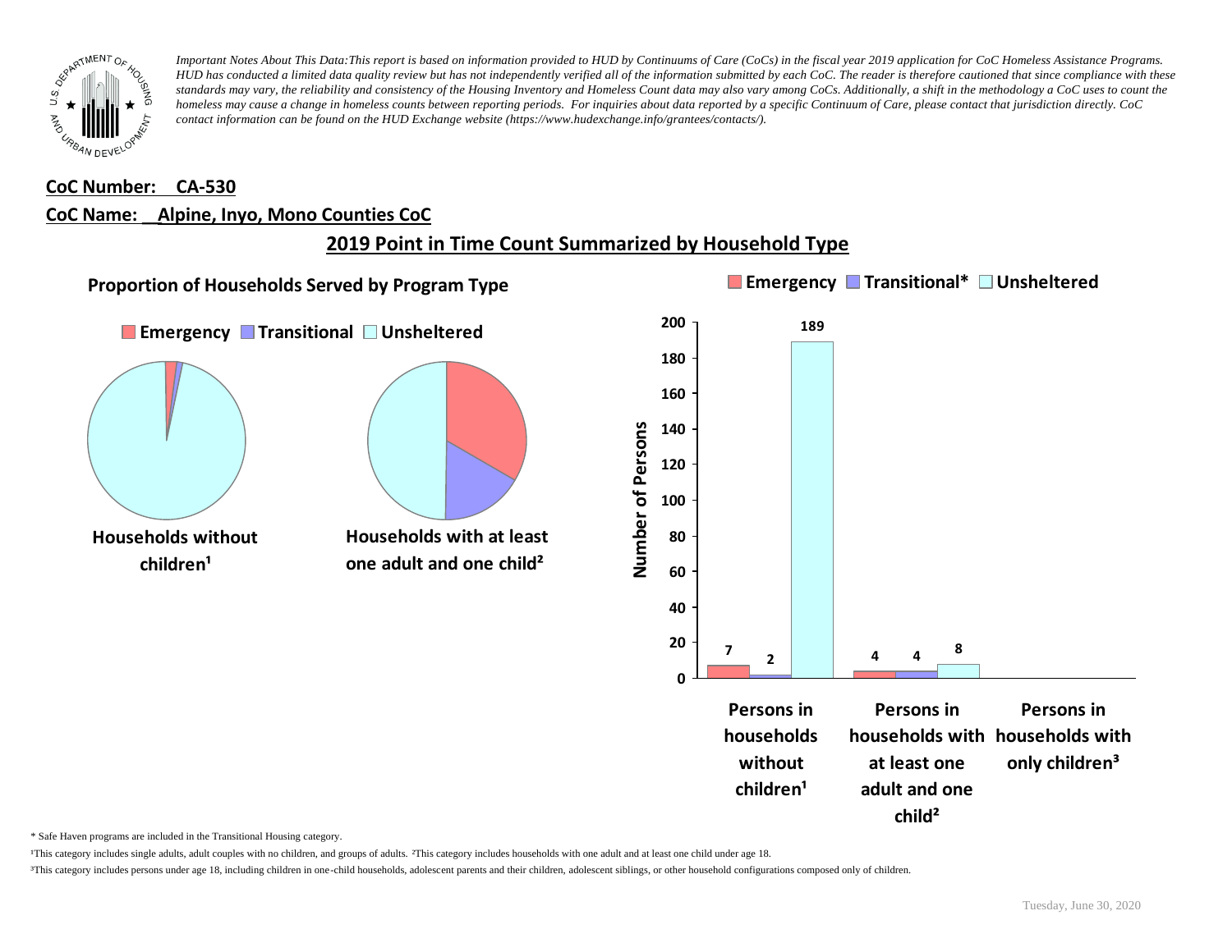*Important Notes About This Data: This report is based on information provided to HUD by Continuums of Care (CoCs) in the fiscal year 2019 application for CoC Homeless Assistance Programs. HUD has conducted a limited data quality review but has not independently verified all of the information submitted by each CoC. The reader is therefore cautioned that since compliance with these standards may vary, the reliability and consistency of the Housing Inventory and Homeless Count data may also vary among CoCs. Additionally, a shift in the methodology a CoC uses to count the homeless may cause a change in homeless counts between reporting periods. For inquiries about data reported by a specific Continuum of Care, please contact that jurisdiction directly. CoC contact information can be found on the HUD Exchange website (https://www.hudexchange.info/grantees/contacts/).*

**CoC Number: CA-530**

**CoC Name: Alpine, Inyo, Mono Counties CoC**

## 2019 Point in Time Count Summarized by Household Type

### Proportion of Households Served by Program Type

Emergency | Transitional | Unsheltered

**Households without children¹**

**Households with at least one adult and one child²**

| | Emergency | Transitional* | Unsheltered |
|---|---|---|---|
| Persons in households without children¹ | 7 | 2 | 189 |
| Persons in households with at least one adult and one child² | 4 | 4 | 8 |
| Persons in households with only children³ | | | |

\* Safe Haven programs are included in the Transitional Housing category.

¹This category includes single adults, adult couples with no children, and groups of adults. ²This category includes households with one adult and at least one child under age 18.

³This category includes persons under age 18, including children in one-child households, adolescent parents and their children, adolescent siblings, or other household configurations composed only of children.

Tuesday, June 30, 2020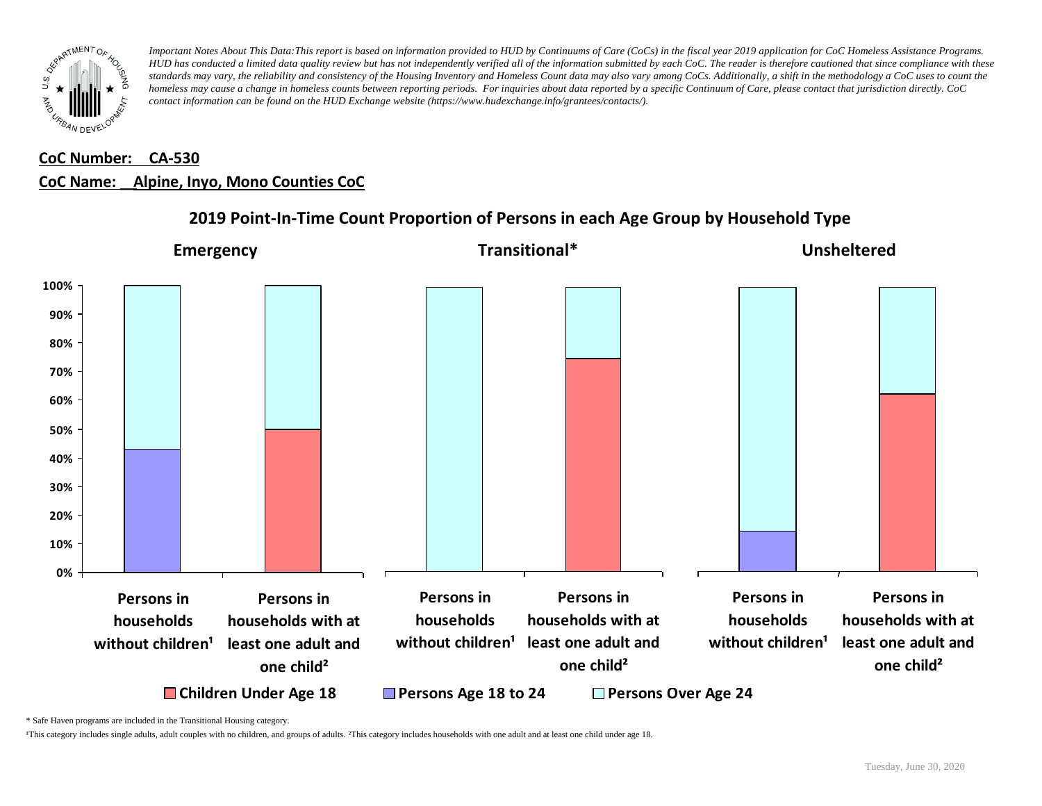*Important Notes About This Data:This report is based on information provided to HUD by Continuums of Care (CoCs) in the fiscal year 2019 application for CoC Homeless Assistance Programs. HUD has conducted a limited data quality review but has not independently verified all of the information submitted by each CoC. The reader is therefore cautioned that since compliance with these standards may vary, the reliability and consistency of the Housing Inventory and Homeless Count data may also vary among CoCs. Additionally, a shift in the methodology a CoC uses to count the homeless may cause a change in homeless counts between reporting periods. For inquiries about data reported by a specific Continuum of Care, please contact that jurisdiction directly. CoC contact information can be found on the HUD Exchange website (https://www.hudexchange.info/grantees/contacts/).*

**CoC Number: CA-530**

**CoC Name: Alpine, Inyo, Mono Counties CoC**

## 2019 Point-In-Time Count Proportion of Persons in each Age Group by Household Type

### Emergency

### Transitional*

### Unsheltered

0% 10% 20% 30% 40% 50% 60% 70% 80% 90% 100%

Persons in households without children¹ | Persons in households with at least one adult and one child²

Children Under Age 18 | Persons Age 18 to 24 | Persons Over Age 24

\* Safe Haven programs are included in the Transitional Housing category.

¹This category includes single adults, adult couples with no children, and groups of adults. ²This category includes households with one adult and at least one child under age 18.

Tuesday, June 30, 2020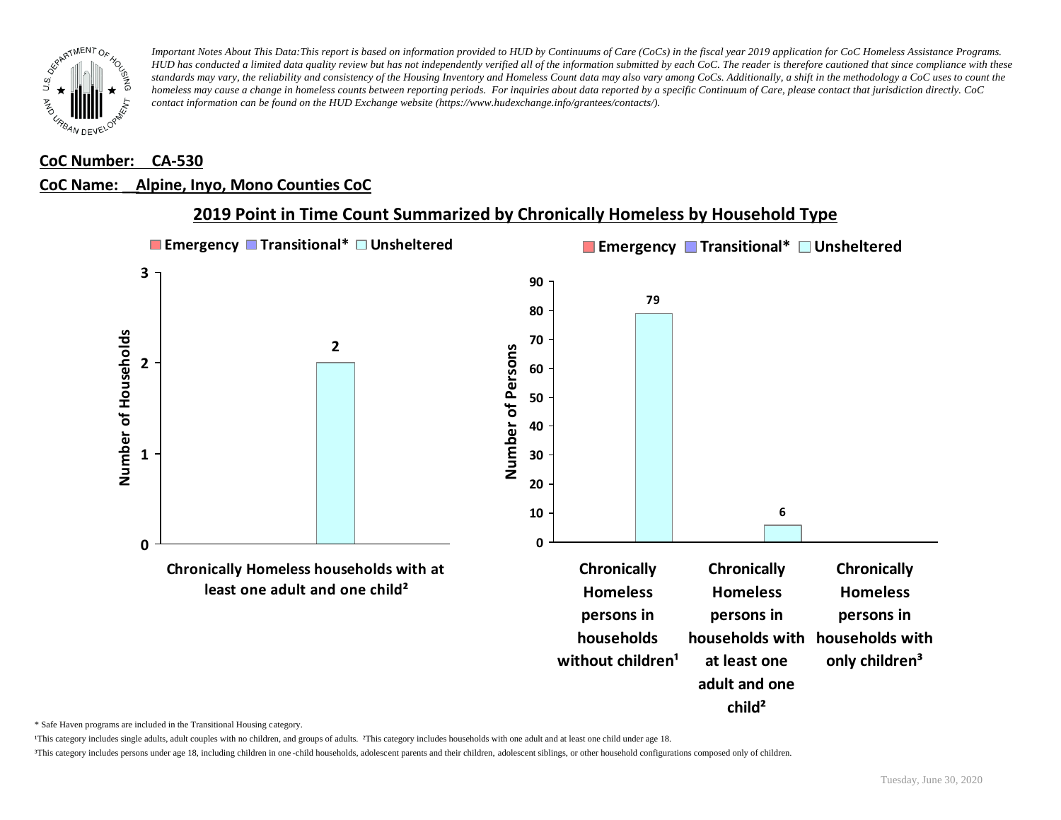*Important Notes About This Data:This report is based on information provided to HUD by Continuums of Care (CoCs) in the fiscal year 2019 application for CoC Homeless Assistance Programs. HUD has conducted a limited data quality review but has not independently verified all of the information submitted by each CoC. The reader is therefore cautioned that since compliance with these standards may vary, the reliability and consistency of the Housing Inventory and Homeless Count data may also vary among CoCs. Additionally, a shift in the methodology a CoC uses to count the homeless may cause a change in homeless counts between reporting periods. For inquiries about data reported by a specific Continuum of Care, please contact that jurisdiction directly. CoC contact information can be found on the HUD Exchange website (https://www.hudexchange.info/grantees/contacts/).*

**CoC Number: CA-530**

**CoC Name: Alpine, Inyo, Mono Counties CoC**

## 2019 Point in Time Count Summarized by Chronically Homeless by Household Type

Number of Households (Emergency, Transitional*, Unsheltered)

| Category | Unsheltered |
|---|---|
| Chronically Homeless households with at least one adult and one child² | 2 |

Number of Persons (Emergency, Transitional*, Unsheltered)

| Category | Unsheltered |
|---|---|
| Chronically Homeless persons in households without children¹ | 79 |
| Chronically Homeless persons in households with at least one adult and one child² | 6 |
| Chronically Homeless persons in households with only children³ | |

\* Safe Haven programs are included in the Transitional Housing category.

¹This category includes single adults, adult couples with no children, and groups of adults. ²This category includes households with one adult and at least one child under age 18.

³This category includes persons under age 18, including children in one-child households, adolescent parents and their children, adolescent siblings, or other household configurations composed only of children.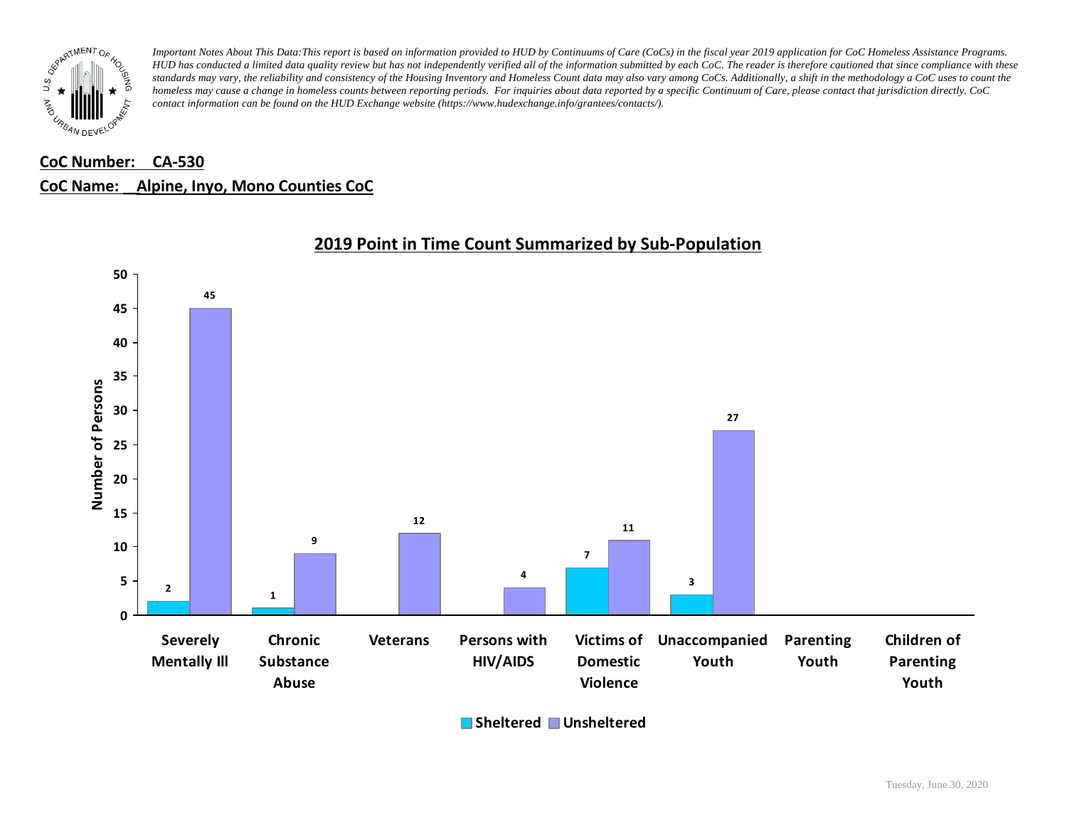*Important Notes About This Data:This report is based on information provided to HUD by Continuums of Care (CoCs) in the fiscal year 2019 application for CoC Homeless Assistance Programs. HUD has conducted a limited data quality review but has not independently verified all of the information submitted by each CoC. The reader is therefore cautioned that since compliance with these standards may vary, the reliability and consistency of the Housing Inventory and Homeless Count data may also vary among CoCs. Additionally, a shift in the methodology a CoC uses to count the homeless may cause a change in homeless counts between reporting periods. For inquiries about data reported by a specific Continuum of Care, please contact that jurisdiction directly. CoC contact information can be found on the HUD Exchange website (https://www.hudexchange.info/grantees/contacts/).*

**CoC Number: CA-530**

**CoC Name: Alpine, Inyo, Mono Counties CoC**

## 2019 Point in Time Count Summarized by Sub-Population

Number of Persons

0
5
10
15
20
25
30
35
40
45
50

Severely Mentally Ill: 2, 45

Chronic Substance Abuse: 1, 9

Veterans: 12

Persons with HIV/AIDS: 4

Victims of Domestic Violence: 7, 11

Unaccompanied Youth: 3, 27

Parenting Youth

Children of Parenting Youth

Sheltered
Unsheltered

Tuesday, June 30, 2020